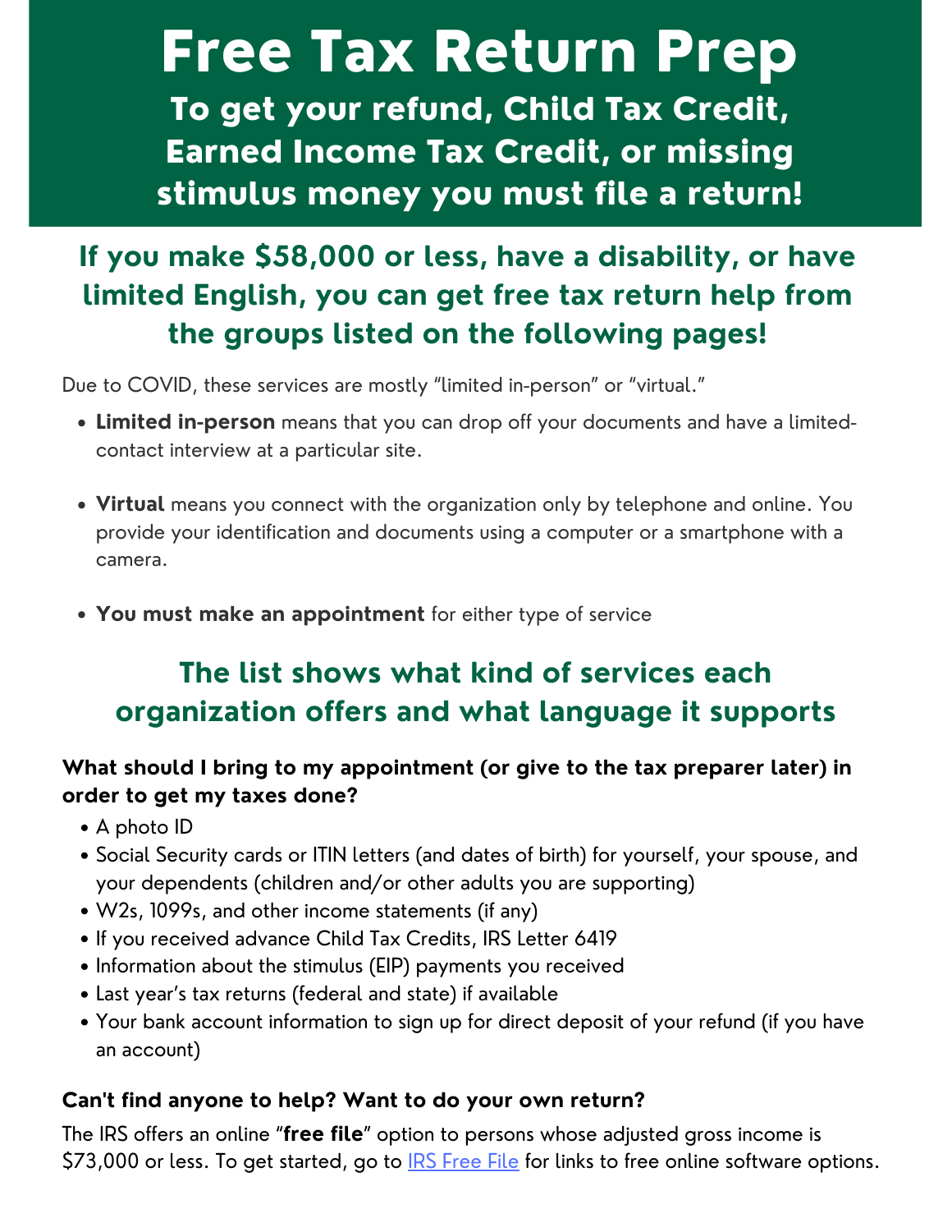# Free Tax Return Prep

## To get your refund, Child Tax Credit, Earned Income Tax Credit, or missing stimulus money you must file a return!

## If you make $58,000 or less, have a disability, or have limited English, you can get free tax return help from the groups listed on the following pages!

Due to COVID, these services are mostly "limited in-person" or "virtual."

- **Limited in-person** means that you can drop off your documents and have a limited-contact interview at a particular site.
- **Virtual** means you connect with the organization only by telephone and online. You provide your identification and documents using a computer or a smartphone with a camera.
- **You must make an appointment** for either type of service

## The list shows what kind of services each organization offers and what language it supports

### What should I bring to my appointment (or give to the tax preparer later) in order to get my taxes done?

- A photo ID
- Social Security cards or ITIN letters (and dates of birth) for yourself, your spouse, and your dependents (children and/or other adults you are supporting)
- W2s, 1099s, and other income statements (if any)
- If you received advance Child Tax Credits, IRS Letter 6419
- Information about the stimulus (EIP) payments you received
- Last year's tax returns (federal and state) if available
- Your bank account information to sign up for direct deposit of your refund (if you have an account)

### Can't find anyone to help? Want to do your own return?

The IRS offers an online "**free file**" option to persons whose adjusted gross income is $73,000 or less. To get started, go to IRS Free File for links to free online software options.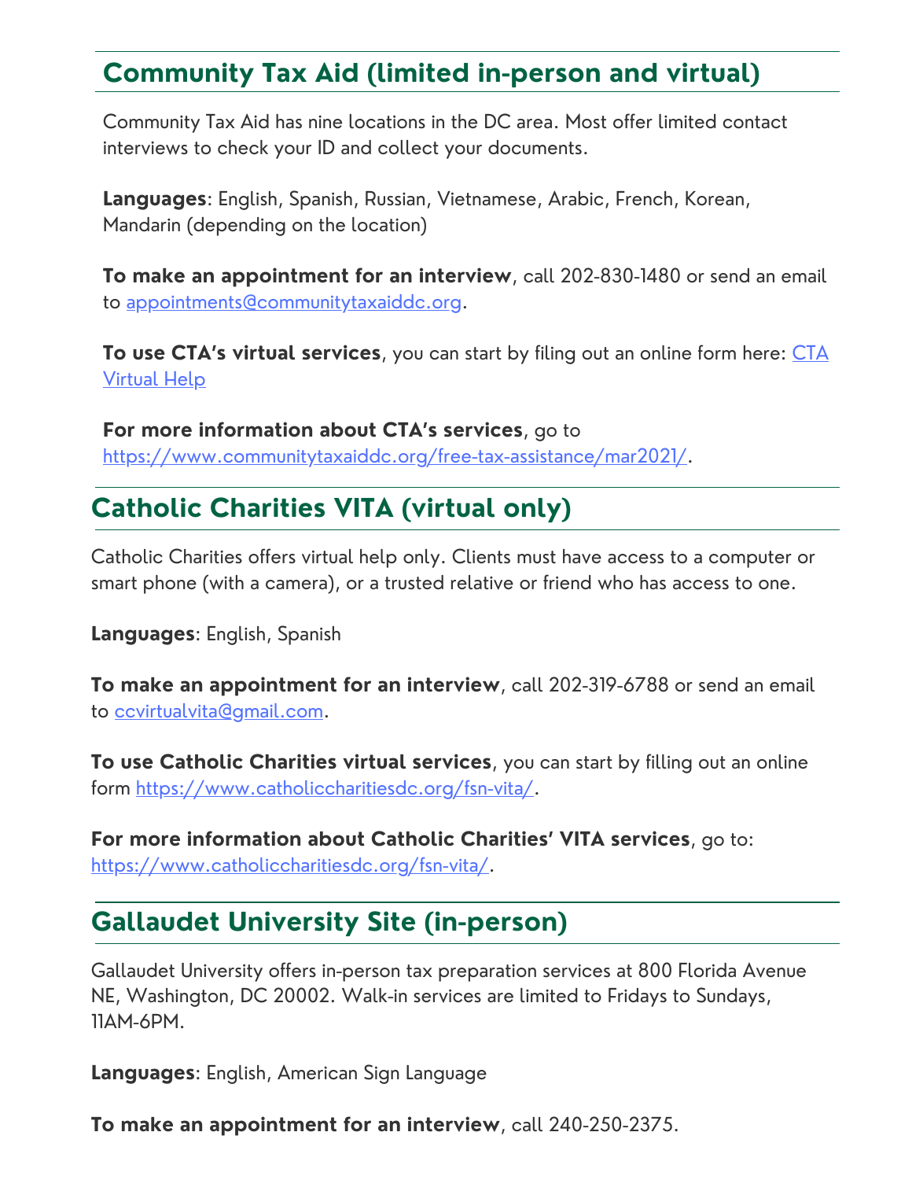## Community Tax Aid (limited in-person and virtual)

Community Tax Aid has nine locations in the DC area. Most offer limited contact interviews to check your ID and collect your documents.

**Languages**: English, Spanish, Russian, Vietnamese, Arabic, French, Korean, Mandarin (depending on the location)

**To make an appointment for an interview**, call 202-830-1480 or send an email to appointments@communitytaxaiddc.org.

**To use CTA's virtual services**, you can start by filing out an online form here: CTA Virtual Help

**For more information about CTA's services**, go to https://www.communitytaxaiddc.org/free-tax-assistance/mar2021/.

## Catholic Charities VITA (virtual only)

Catholic Charities offers virtual help only. Clients must have access to a computer or smart phone (with a camera), or a trusted relative or friend who has access to one.

**Languages**: English, Spanish

**To make an appointment for an interview**, call 202-319-6788 or send an email to ccvirtualvita@gmail.com.

**To use Catholic Charities virtual services**, you can start by filling out an online form https://www.catholiccharitiesdc.org/fsn-vita/.

**For more information about Catholic Charities' VITA services**, go to: https://www.catholiccharitiesdc.org/fsn-vita/.

## Gallaudet University Site (in-person)

Gallaudet University offers in-person tax preparation services at 800 Florida Avenue NE, Washington, DC 20002. Walk-in services are limited to Fridays to Sundays, 11AM-6PM.

**Languages**: English, American Sign Language

**To make an appointment for an interview**, call 240-250-2375.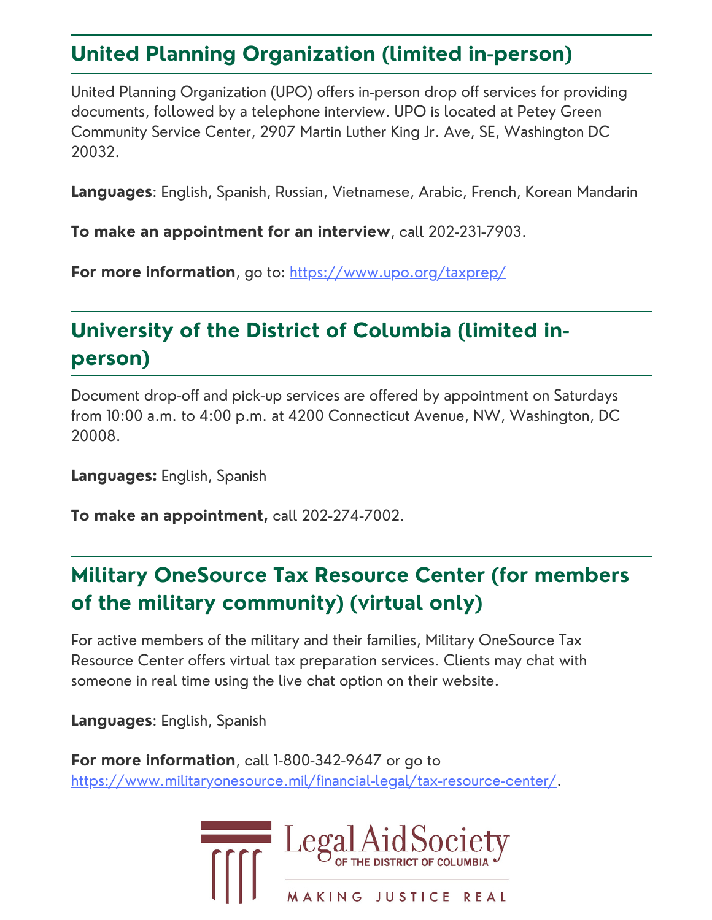## United Planning Organization (limited in-person)

United Planning Organization (UPO) offers in-person drop off services for providing documents, followed by a telephone interview. UPO is located at Petey Green Community Service Center, 2907 Martin Luther King Jr. Ave, SE, Washington DC 20032.

**Languages**: English, Spanish, Russian, Vietnamese, Arabic, French, Korean Mandarin

**To make an appointment for an interview**, call 202-231-7903.

**For more information**, go to: https://www.upo.org/taxprep/

## University of the District of Columbia (limited in-person)

Document drop-off and pick-up services are offered by appointment on Saturdays from 10:00 a.m. to 4:00 p.m. at 4200 Connecticut Avenue, NW, Washington, DC 20008.

**Languages:** English, Spanish

**To make an appointment,** call 202-274-7002.

## Military OneSource Tax Resource Center (for members of the military community) (virtual only)

For active members of the military and their families, Military OneSource Tax Resource Center offers virtual tax preparation services. Clients may chat with someone in real time using the live chat option on their website.

**Languages**: English, Spanish

**For more information**, call 1-800-342-9647 or go to https://www.militaryonesource.mil/financial-legal/tax-resource-center/.

Legal Aid Society OF THE DISTRICT OF COLUMBIA

MAKING JUSTICE REAL